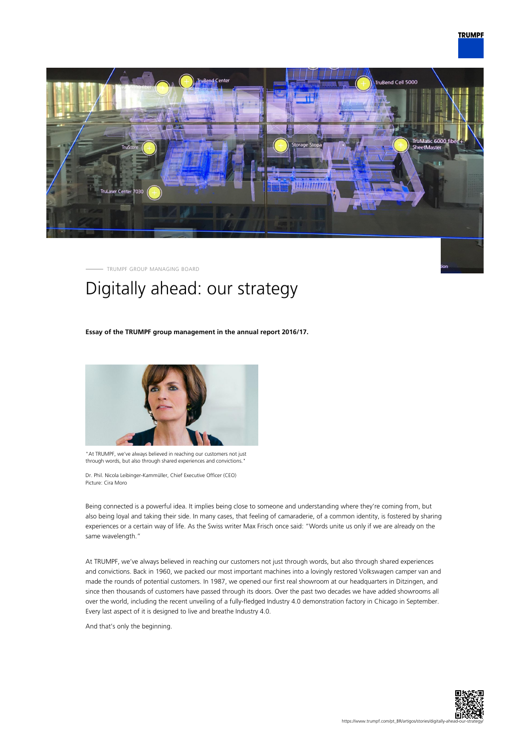TRUMPF GROUP MANAGING BOARD

# Digitally ahead: our strategy

**Essay of the TRUMPF group management in the annual report 2016/17.**

"At TRUMPF, we've always believed in reaching our customers not just through words, but also through shared experiences and convictions."

Dr. Phil. Nicola Leibinger-Kammüller, Chief Executive Officer (CEO)
Picture: Cira Moro

Being connected is a powerful idea. It implies being close to someone and understanding where they're coming from, but also being loyal and taking their side. In many cases, that feeling of camaraderie, of a common identity, is fostered by sharing experiences or a certain way of life. As the Swiss writer Max Frisch once said: "Words unite us only if we are already on the same wavelength."

At TRUMPF, we've always believed in reaching our customers not just through words, but also through shared experiences and convictions. Back in 1960, we packed our most important machines into a lovingly restored Volkswagen camper van and made the rounds of potential customers. In 1987, we opened our first real showroom at our headquarters in Ditzingen, and since then thousands of customers have passed through its doors. Over the past two decades we have added showrooms all over the world, including the recent unveiling of a fully-fledged Industry 4.0 demonstration factory in Chicago in September. Every last aspect of it is designed to live and breathe Industry 4.0.

And that's only the beginning.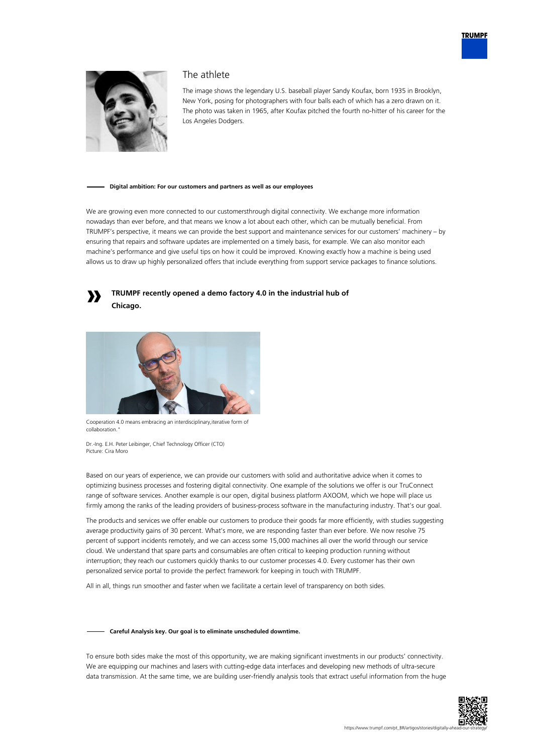## The athlete

The image shows the legendary U.S. baseball player Sandy Koufax, born 1935 in Brooklyn, New York, posing for photographers with four balls each of which has a zero drawn on it. The photo was taken in 1965, after Koufax pitched the fourth no-hitter of his career for the Los Angeles Dodgers.

**Digital ambition: For our customers and partners as well as our employees**

We are growing even more connected to our customersthrough digital connectivity. We exchange more information nowadays than ever before, and that means we know a lot about each other, which can be mutually beneficial. From TRUMPF's perspective, it means we can provide the best support and maintenance services for our customers' machinery – by ensuring that repairs and software updates are implemented on a timely basis, for example. We can also monitor each machine's performance and give useful tips on how it could be improved. Knowing exactly how a machine is being used allows us to draw up highly personalized offers that include everything from support service packages to finance solutions.

**» TRUMPF recently opened a demo factory 4.0 in the industrial hub of Chicago.**

Cooperation 4.0 means embracing an interdisciplinary,iterative form of collaboration."

Dr.-Ing. E.H. Peter Leibinger, Chief Technology Officer (CTO)
Picture: Cira Moro

Based on our years of experience, we can provide our customers with solid and authoritative advice when it comes to optimizing business processes and fostering digital connectivity. One example of the solutions we offer is our TruConnect range of software services. Another example is our open, digital business platform AXOOM, which we hope will place us firmly among the ranks of the leading providers of business-process software in the manufacturing industry. That's our goal.

The products and services we offer enable our customers to produce their goods far more efficiently, with studies suggesting average productivity gains of 30 percent. What's more, we are responding faster than ever before. We now resolve 75 percent of support incidents remotely, and we can access some 15,000 machines all over the world through our service cloud. We understand that spare parts and consumables are often critical to keeping production running without interruption; they reach our customers quickly thanks to our customer processes 4.0. Every customer has their own personalized service portal to provide the perfect framework for keeping in touch with TRUMPF.

All in all, things run smoother and faster when we facilitate a certain level of transparency on both sides.

**Careful Analysis key. Our goal is to eliminate unscheduled downtime.**

To ensure both sides make the most of this opportunity, we are making significant investments in our products' connectivity. We are equipping our machines and lasers with cutting-edge data interfaces and developing new methods of ultra-secure data transmission. At the same time, we are building user-friendly analysis tools that extract useful information from the huge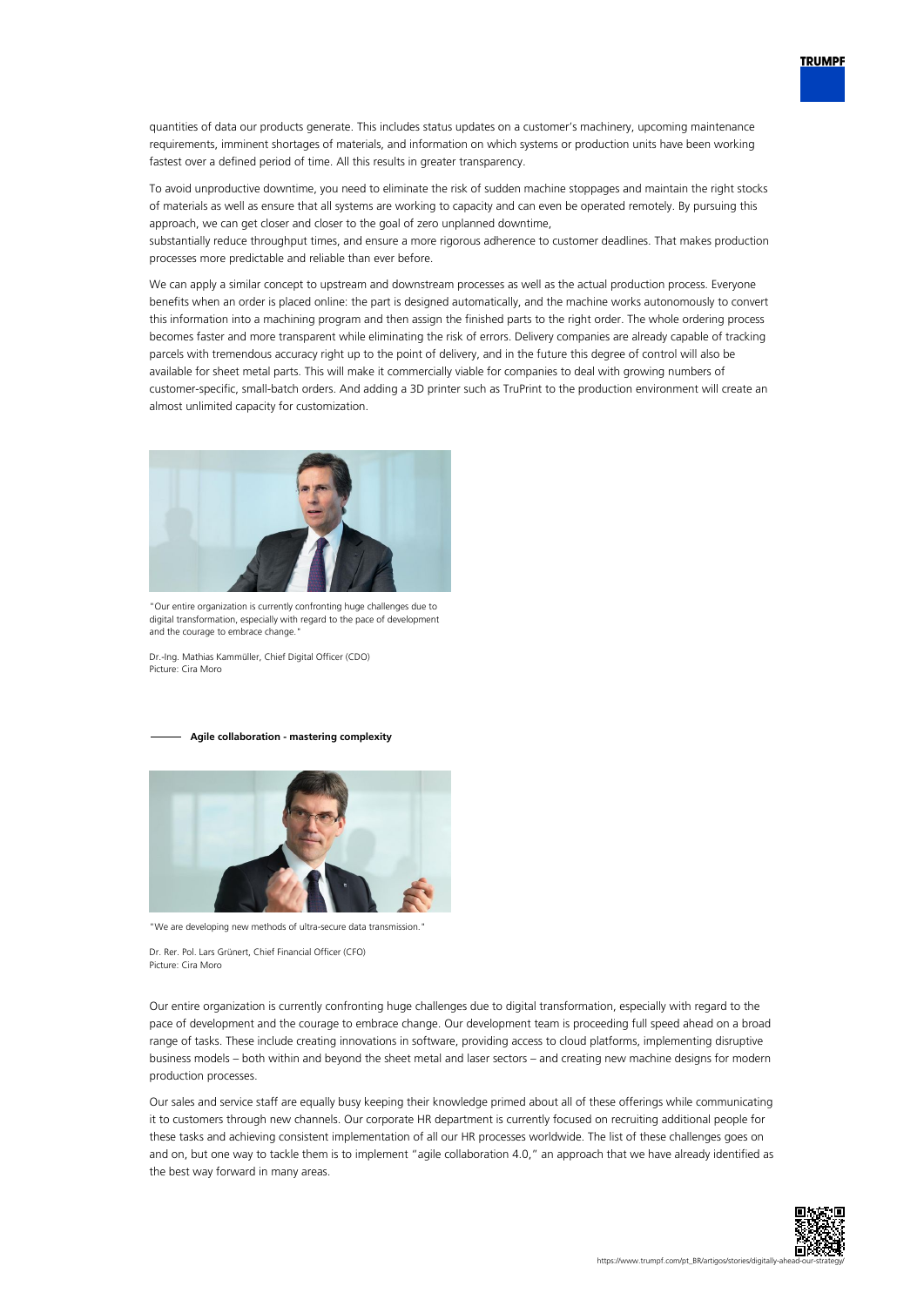quantities of data our products generate. This includes status updates on a customer's machinery, upcoming maintenance requirements, imminent shortages of materials, and information on which systems or production units have been working fastest over a defined period of time. All this results in greater transparency.

To avoid unproductive downtime, you need to eliminate the risk of sudden machine stoppages and maintain the right stocks of materials as well as ensure that all systems are working to capacity and can even be operated remotely. By pursuing this approach, we can get closer and closer to the goal of zero unplanned downtime,
substantially reduce throughput times, and ensure a more rigorous adherence to customer deadlines. That makes production processes more predictable and reliable than ever before.

We can apply a similar concept to upstream and downstream processes as well as the actual production process. Everyone benefits when an order is placed online: the part is designed automatically, and the machine works autonomously to convert this information into a machining program and then assign the finished parts to the right order. The whole ordering process becomes faster and more transparent while eliminating the risk of errors. Delivery companies are already capable of tracking parcels with tremendous accuracy right up to the point of delivery, and in the future this degree of control will also be available for sheet metal parts. This will make it commercially viable for companies to deal with growing numbers of customer-specific, small-batch orders. And adding a 3D printer such as TruPrint to the production environment will create an almost unlimited capacity for customization.

"Our entire organization is currently confronting huge challenges due to digital transformation, especially with regard to the pace of development and the courage to embrace change."

Dr.-Ing. Mathias Kammüller, Chief Digital Officer (CDO)
Picture: Cira Moro

## Agile collaboration - mastering complexity

"We are developing new methods of ultra-secure data transmission."

Dr. Rer. Pol. Lars Grünert, Chief Financial Officer (CFO)
Picture: Cira Moro

Our entire organization is currently confronting huge challenges due to digital transformation, especially with regard to the pace of development and the courage to embrace change. Our development team is proceeding full speed ahead on a broad range of tasks. These include creating innovations in software, providing access to cloud platforms, implementing disruptive business models – both within and beyond the sheet metal and laser sectors – and creating new machine designs for modern production processes.

Our sales and service staff are equally busy keeping their knowledge primed about all of these offerings while communicating it to customers through new channels. Our corporate HR department is currently focused on recruiting additional people for these tasks and achieving consistent implementation of all our HR processes worldwide. The list of these challenges goes on and on, but one way to tackle them is to implement "agile collaboration 4.0," an approach that we have already identified as the best way forward in many areas.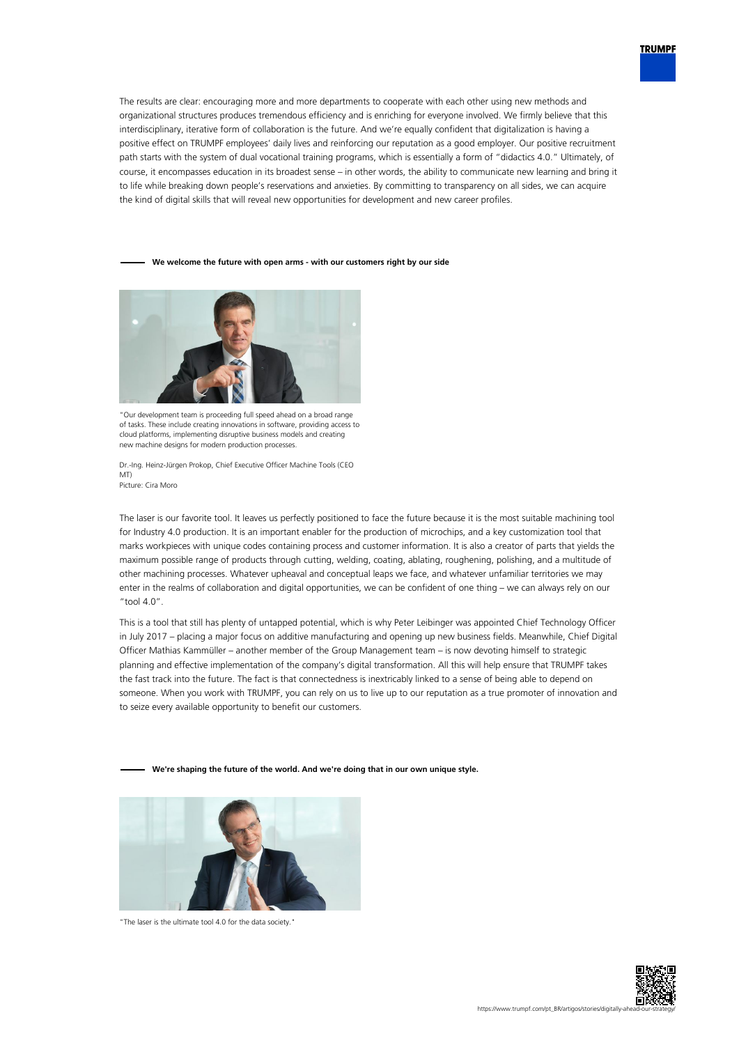The results are clear: encouraging more and more departments to cooperate with each other using new methods and organizational structures produces tremendous efficiency and is enriching for everyone involved. We firmly believe that this interdisciplinary, iterative form of collaboration is the future. And we're equally confident that digitalization is having a positive effect on TRUMPF employees' daily lives and reinforcing our reputation as a good employer. Our positive recruitment path starts with the system of dual vocational training programs, which is essentially a form of "didactics 4.0." Ultimately, of course, it encompasses education in its broadest sense – in other words, the ability to communicate new learning and bring it to life while breaking down people's reservations and anxieties. By committing to transparency on all sides, we can acquire the kind of digital skills that will reveal new opportunities for development and new career profiles.

## We welcome the future with open arms - with our customers right by our side

"Our development team is proceeding full speed ahead on a broad range of tasks. These include creating innovations in software, providing access to cloud platforms, implementing disruptive business models and creating new machine designs for modern production processes.

Dr.-Ing. Heinz-Jürgen Prokop, Chief Executive Officer Machine Tools (CEO MT)
Picture: Cira Moro

The laser is our favorite tool. It leaves us perfectly positioned to face the future because it is the most suitable machining tool for Industry 4.0 production. It is an important enabler for the production of microchips, and a key customization tool that marks workpieces with unique codes containing process and customer information. It is also a creator of parts that yields the maximum possible range of products through cutting, welding, coating, ablating, roughening, polishing, and a multitude of other machining processes. Whatever upheaval and conceptual leaps we face, and whatever unfamiliar territories we may enter in the realms of collaboration and digital opportunities, we can be confident of one thing – we can always rely on our "tool 4.0".

This is a tool that still has plenty of untapped potential, which is why Peter Leibinger was appointed Chief Technology Officer in July 2017 – placing a major focus on additive manufacturing and opening up new business fields. Meanwhile, Chief Digital Officer Mathias Kammüller – another member of the Group Management team – is now devoting himself to strategic planning and effective implementation of the company's digital transformation. All this will help ensure that TRUMPF takes the fast track into the future. The fact is that connectedness is inextricably linked to a sense of being able to depend on someone. When you work with TRUMPF, you can rely on us to live up to our reputation as a true promoter of innovation and to seize every available opportunity to benefit our customers.

## We're shaping the future of the world. And we're doing that in our own unique style.

"The laser is the ultimate tool 4.0 for the data society."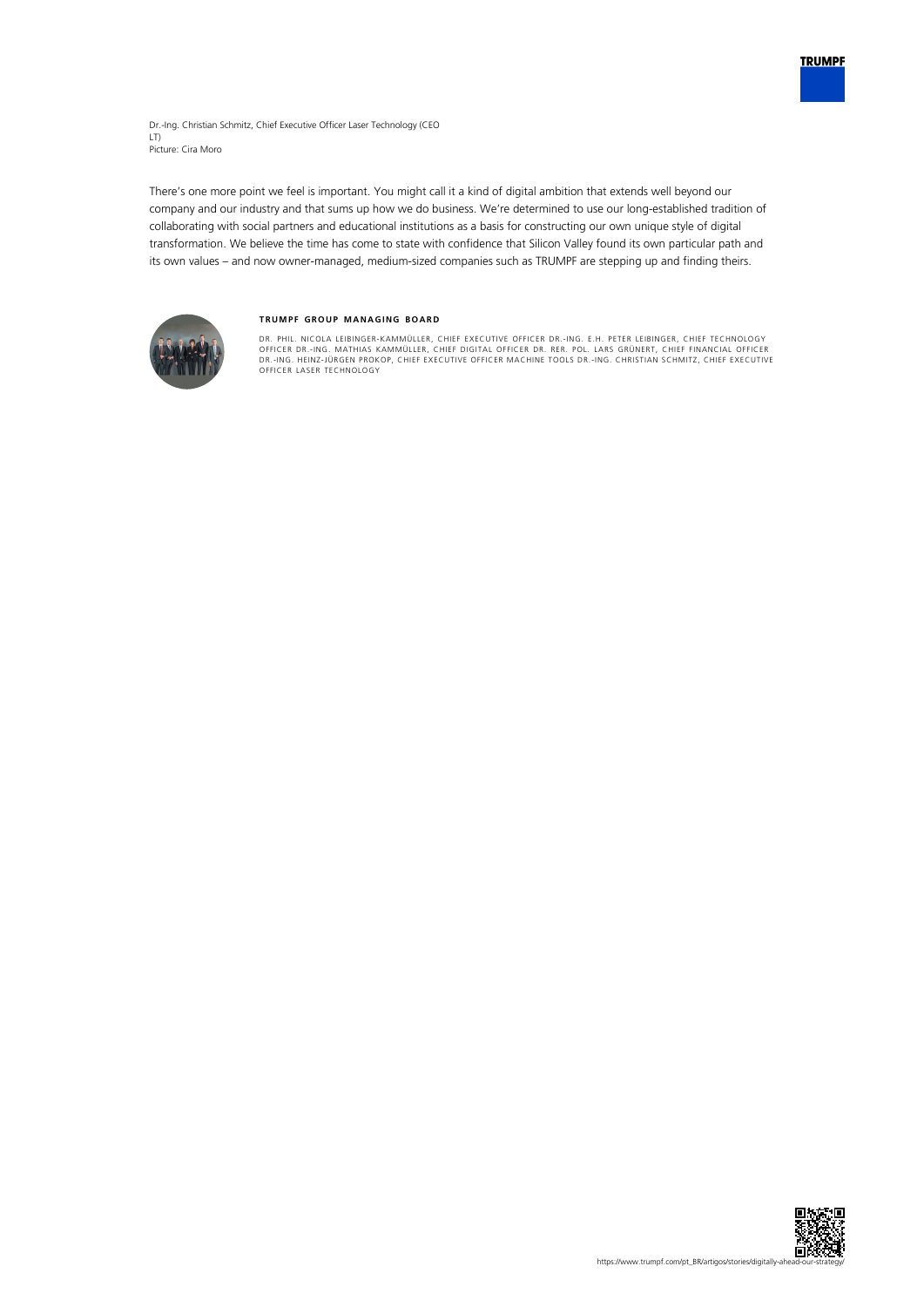Dr.-Ing. Christian Schmitz, Chief Executive Officer Laser Technology (CEO LT)
Picture: Cira Moro

There's one more point we feel is important. You might call it a kind of digital ambition that extends well beyond our company and our industry and that sums up how we do business. We're determined to use our long-established tradition of collaborating with social partners and educational institutions as a basis for constructing our own unique style of digital transformation. We believe the time has come to state with confidence that Silicon Valley found its own particular path and its own values – and now owner-managed, medium-sized companies such as TRUMPF are stepping up and finding theirs.

**TRUMPF GROUP MANAGING BOARD**

DR. PHIL. NICOLA LEIBINGER-KAMMÜLLER, CHIEF EXECUTIVE OFFICER DR.-ING. E.H. PETER LEIBINGER, CHIEF TECHNOLOGY OFFICER DR.-ING. MATHIAS KAMMÜLLER, CHIEF DIGITAL OFFICER DR. RER. POL. LARS GRÜNERT, CHIEF FINANCIAL OFFICER DR.-ING. HEINZ-JÜRGEN PROKOP, CHIEF EXECUTIVE OFFICER MACHINE TOOLS DR.-ING. CHRISTIAN SCHMITZ, CHIEF EXECUTIVE OFFICER LASER TECHNOLOGY